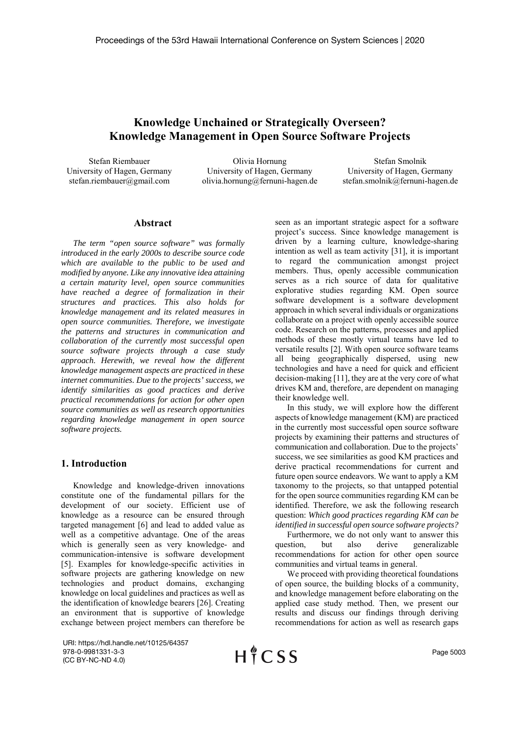# Knowledge Unchained or Strategically Overseen? Knowledge Management in Open Source Software Projects

Stefan Riembauer
University of Hagen, Germany
stefan.riembauer@gmail.com

Olivia Hornung
University of Hagen, Germany
olivia.hornung@fernuni-hagen.de

Stefan Smolnik
University of Hagen, Germany
stefan.smolnik@fernuni-hagen.de

## Abstract

*The term "open source software" was formally introduced in the early 2000s to describe source code which are available to the public to be used and modified by anyone. Like any innovative idea attaining a certain maturity level, open source communities have reached a degree of formalization in their structures and practices. This also holds for knowledge management and its related measures in open source communities. Therefore, we investigate the patterns and structures in communication and collaboration of the currently most successful open source software projects through a case study approach. Herewith, we reveal how the different knowledge management aspects are practiced in these internet communities. Due to the projects' success, we identify similarities as good practices and derive practical recommendations for action for other open source communities as well as research opportunities regarding knowledge management in open source software projects.*

## 1. Introduction

Knowledge and knowledge-driven innovations constitute one of the fundamental pillars for the development of our society. Efficient use of knowledge as a resource can be ensured through targeted management [6] and lead to added value as well as a competitive advantage. One of the areas which is generally seen as very knowledge- and communication-intensive is software development [5]. Examples for knowledge-specific activities in software projects are gathering knowledge on new technologies and product domains, exchanging knowledge on local guidelines and practices as well as the identification of knowledge bearers [26]. Creating an environment that is supportive of knowledge exchange between project members can therefore be seen as an important strategic aspect for a software project's success. Since knowledge management is driven by a learning culture, knowledge-sharing intention as well as team activity [31], it is important to regard the communication amongst project members. Thus, openly accessible communication serves as a rich source of data for qualitative explorative studies regarding KM. Open source software development is a software development approach in which several individuals or organizations collaborate on a project with openly accessible source code. Research on the patterns, processes and applied methods of these mostly virtual teams have led to versatile results [2]. With open source software teams all being geographically dispersed, using new technologies and have a need for quick and efficient decision-making [11], they are at the very core of what drives KM and, therefore, are dependent on managing their knowledge well.

In this study, we will explore how the different aspects of knowledge management (KM) are practiced in the currently most successful open source software projects by examining their patterns and structures of communication and collaboration. Due to the projects' success, we see similarities as good KM practices and derive practical recommendations for current and future open source endeavors. We want to apply a KM taxonomy to the projects, so that untapped potential for the open source communities regarding KM can be identified. Therefore, we ask the following research question: *Which good practices regarding KM can be identified in successful open source software projects?*

Furthermore, we do not only want to answer this question, but also derive generalizable recommendations for action for other open source communities and virtual teams in general.

We proceed with providing theoretical foundations of open source, the building blocks of a community, and knowledge management before elaborating on the applied case study method. Then, we present our results and discuss our findings through deriving recommendations for action as well as research gaps

URI: https://hdl.handle.net/10125/64357
978-0-9981331-3-3
(CC BY-NC-ND 4.0)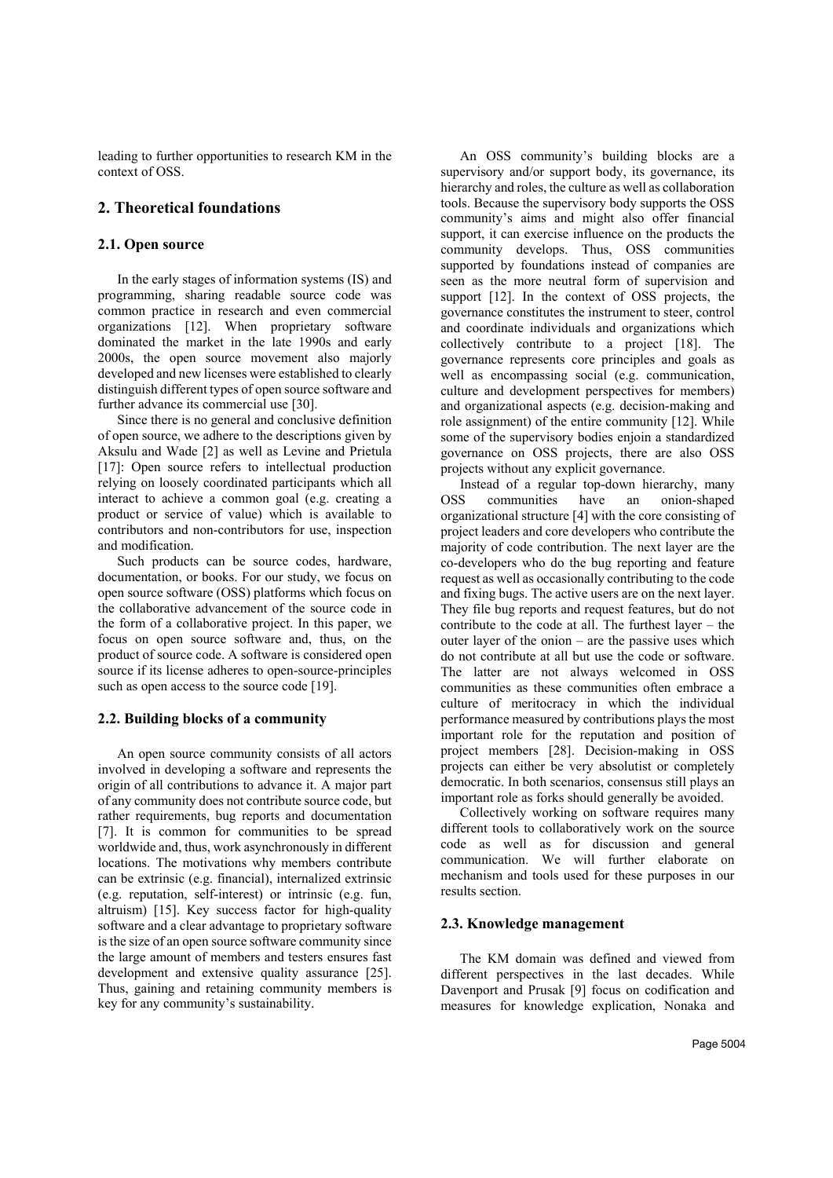leading to further opportunities to research KM in the context of OSS.

## 2. Theoretical foundations

### 2.1. Open source

In the early stages of information systems (IS) and programming, sharing readable source code was common practice in research and even commercial organizations [12]. When proprietary software dominated the market in the late 1990s and early 2000s, the open source movement also majorly developed and new licenses were established to clearly distinguish different types of open source software and further advance its commercial use [30].

Since there is no general and conclusive definition of open source, we adhere to the descriptions given by Aksulu and Wade [2] as well as Levine and Prietula [17]: Open source refers to intellectual production relying on loosely coordinated participants which all interact to achieve a common goal (e.g. creating a product or service of value) which is available to contributors and non-contributors for use, inspection and modification.

Such products can be source codes, hardware, documentation, or books. For our study, we focus on open source software (OSS) platforms which focus on the collaborative advancement of the source code in the form of a collaborative project. In this paper, we focus on open source software and, thus, on the product of source code. A software is considered open source if its license adheres to open-source-principles such as open access to the source code [19].

### 2.2. Building blocks of a community

An open source community consists of all actors involved in developing a software and represents the origin of all contributions to advance it. A major part of any community does not contribute source code, but rather requirements, bug reports and documentation [7]. It is common for communities to be spread worldwide and, thus, work asynchronously in different locations. The motivations why members contribute can be extrinsic (e.g. financial), internalized extrinsic (e.g. reputation, self-interest) or intrinsic (e.g. fun, altruism) [15]. Key success factor for high-quality software and a clear advantage to proprietary software is the size of an open source software community since the large amount of members and testers ensures fast development and extensive quality assurance [25]. Thus, gaining and retaining community members is key for any community's sustainability.

An OSS community's building blocks are a supervisory and/or support body, its governance, its hierarchy and roles, the culture as well as collaboration tools. Because the supervisory body supports the OSS community's aims and might also offer financial support, it can exercise influence on the products the community develops. Thus, OSS communities supported by foundations instead of companies are seen as the more neutral form of supervision and support [12]. In the context of OSS projects, the governance constitutes the instrument to steer, control and coordinate individuals and organizations which collectively contribute to a project [18]. The governance represents core principles and goals as well as encompassing social (e.g. communication, culture and development perspectives for members) and organizational aspects (e.g. decision-making and role assignment) of the entire community [12]. While some of the supervisory bodies enjoin a standardized governance on OSS projects, there are also OSS projects without any explicit governance.

Instead of a regular top-down hierarchy, many OSS communities have an onion-shaped organizational structure [4] with the core consisting of project leaders and core developers who contribute the majority of code contribution. The next layer are the co-developers who do the bug reporting and feature request as well as occasionally contributing to the code and fixing bugs. The active users are on the next layer. They file bug reports and request features, but do not contribute to the code at all. The furthest layer – the outer layer of the onion – are the passive uses which do not contribute at all but use the code or software. The latter are not always welcomed in OSS communities as these communities often embrace a culture of meritocracy in which the individual performance measured by contributions plays the most important role for the reputation and position of project members [28]. Decision-making in OSS projects can either be very absolutist or completely democratic. In both scenarios, consensus still plays an important role as forks should generally be avoided.

Collectively working on software requires many different tools to collaboratively work on the source code as well as for discussion and general communication. We will further elaborate on mechanism and tools used for these purposes in our results section.

### 2.3. Knowledge management

The KM domain was defined and viewed from different perspectives in the last decades. While Davenport and Prusak [9] focus on codification and measures for knowledge explication, Nonaka and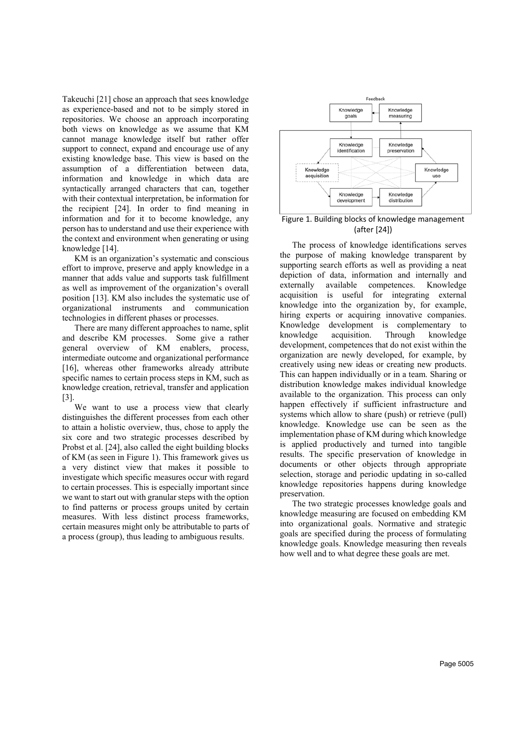Takeuchi [21] chose an approach that sees knowledge as experience-based and not to be simply stored in repositories. We choose an approach incorporating both views on knowledge as we assume that KM cannot manage knowledge itself but rather offer support to connect, expand and encourage use of any existing knowledge base. This view is based on the assumption of a differentiation between data, information and knowledge in which data are syntactically arranged characters that can, together with their contextual interpretation, be information for the recipient [24]. In order to find meaning in information and for it to become knowledge, any person has to understand and use their experience with the context and environment when generating or using knowledge [14].

KM is an organization's systematic and conscious effort to improve, preserve and apply knowledge in a manner that adds value and supports task fulfillment as well as improvement of the organization's overall position [13]. KM also includes the systematic use of organizational instruments and communication technologies in different phases or processes.

There are many different approaches to name, split and describe KM processes. Some give a rather general overview of KM enablers, process, intermediate outcome and organizational performance [16], whereas other frameworks already attribute specific names to certain process steps in KM, such as knowledge creation, retrieval, transfer and application [3].

We want to use a process view that clearly distinguishes the different processes from each other to attain a holistic overview, thus, chose to apply the six core and two strategic processes described by Probst et al. [24], also called the eight building blocks of KM (as seen in Figure 1). This framework gives us a very distinct view that makes it possible to investigate which specific measures occur with regard to certain processes. This is especially important since we want to start out with granular steps with the option to find patterns or process groups united by certain measures. With less distinct process frameworks, certain measures might only be attributable to parts of a process (group), thus leading to ambiguous results.

Feedback

Knowledge goals | Knowledge measuring | Knowledge identification | Knowledge preservation | Knowledge acquisition | Knowledge use | Knowledge development | Knowledge distribution

Figure 1. Building blocks of knowledge management (after [24])

The process of knowledge identifications serves the purpose of making knowledge transparent by supporting search efforts as well as providing a neat depiction of data, information and internally and externally available competences. Knowledge acquisition is useful for integrating external knowledge into the organization by, for example, hiring experts or acquiring innovative companies. Knowledge development is complementary to knowledge acquisition. Through knowledge development, competences that do not exist within the organization are newly developed, for example, by creatively using new ideas or creating new products. This can happen individually or in a team. Sharing or distribution knowledge makes individual knowledge available to the organization. This process can only happen effectively if sufficient infrastructure and systems which allow to share (push) or retrieve (pull) knowledge. Knowledge use can be seen as the implementation phase of KM during which knowledge is applied productively and turned into tangible results. The specific preservation of knowledge in documents or other objects through appropriate selection, storage and periodic updating in so-called knowledge repositories happens during knowledge preservation.

The two strategic processes knowledge goals and knowledge measuring are focused on embedding KM into organizational goals. Normative and strategic goals are specified during the process of formulating knowledge goals. Knowledge measuring then reveals how well and to what degree these goals are met.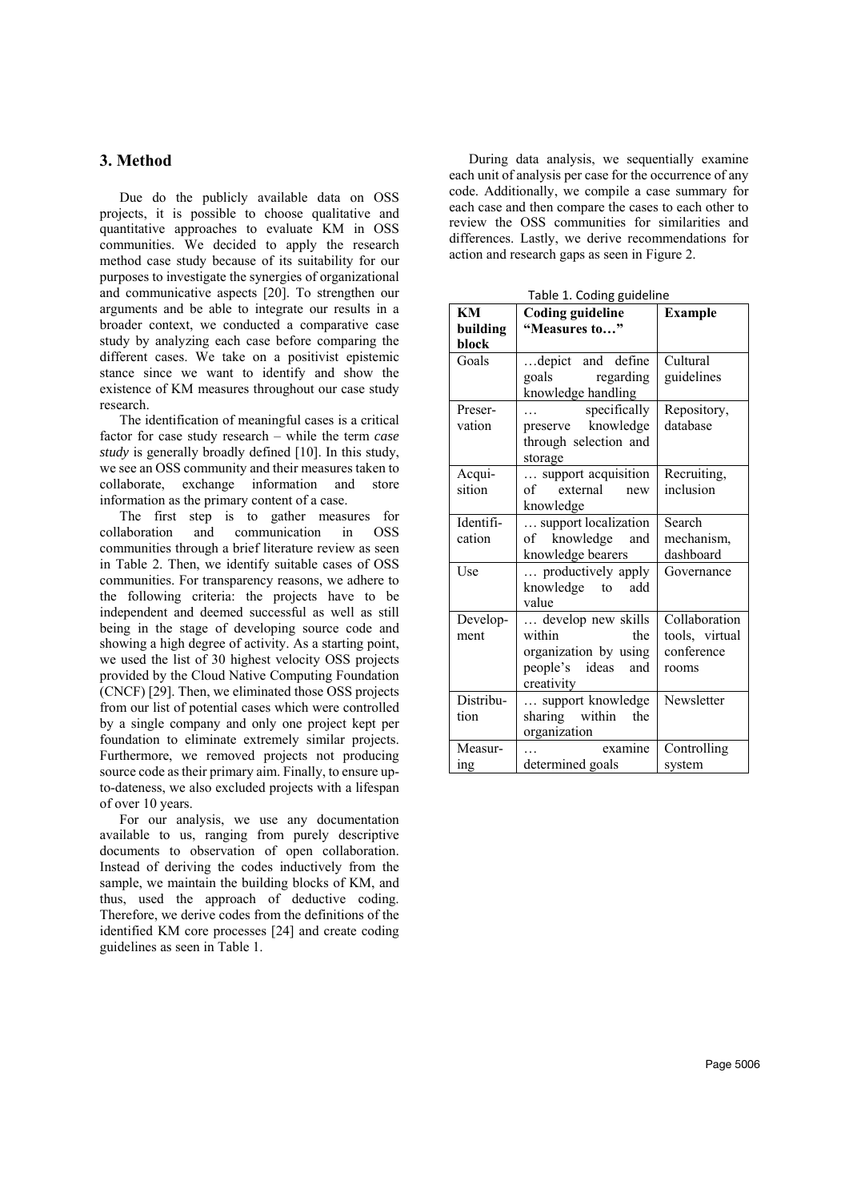## 3. Method

Due do the publicly available data on OSS projects, it is possible to choose qualitative and quantitative approaches to evaluate KM in OSS communities. We decided to apply the research method case study because of its suitability for our purposes to investigate the synergies of organizational and communicative aspects [20]. To strengthen our arguments and be able to integrate our results in a broader context, we conducted a comparative case study by analyzing each case before comparing the different cases. We take on a positivist epistemic stance since we want to identify and show the existence of KM measures throughout our case study research.

The identification of meaningful cases is a critical factor for case study research – while the term *case study* is generally broadly defined [10]. In this study, we see an OSS community and their measures taken to collaborate, exchange information and store information as the primary content of a case.

The first step is to gather measures for collaboration and communication in OSS communities through a brief literature review as seen in Table 2. Then, we identify suitable cases of OSS communities. For transparency reasons, we adhere to the following criteria: the projects have to be independent and deemed successful as well as still being in the stage of developing source code and showing a high degree of activity. As a starting point, we used the list of 30 highest velocity OSS projects provided by the Cloud Native Computing Foundation (CNCF) [29]. Then, we eliminated those OSS projects from our list of potential cases which were controlled by a single company and only one project kept per foundation to eliminate extremely similar projects. Furthermore, we removed projects not producing source code as their primary aim. Finally, to ensure up-to-dateness, we also excluded projects with a lifespan of over 10 years.

For our analysis, we use any documentation available to us, ranging from purely descriptive documents to observation of open collaboration. Instead of deriving the codes inductively from the sample, we maintain the building blocks of KM, and thus, used the approach of deductive coding. Therefore, we derive codes from the definitions of the identified KM core processes [24] and create coding guidelines as seen in Table 1.

During data analysis, we sequentially examine each unit of analysis per case for the occurrence of any code. Additionally, we compile a case summary for each case and then compare the cases to each other to review the OSS communities for similarities and differences. Lastly, we derive recommendations for action and research gaps as seen in Figure 2.

Table 1. Coding guideline

| KM building block | Coding guideline "Measures to…" | Example |
|---|---|---|
| Goals | …depict and define goals regarding knowledge handling | Cultural guidelines |
| Preservation | … specifically preserve knowledge through selection and storage | Repository, database |
| Acquisition | … support acquisition of external new knowledge | Recruiting, inclusion |
| Identification | … support localization of knowledge and knowledge bearers | Search mechanism, dashboard |
| Use | … productively apply knowledge to add value | Governance |
| Development | … develop new skills within the organization by using people's ideas and creativity | Collaboration tools, virtual conference rooms |
| Distribution | … support knowledge sharing within the organization | Newsletter |
| Measuring | … examine determined goals | Controlling system |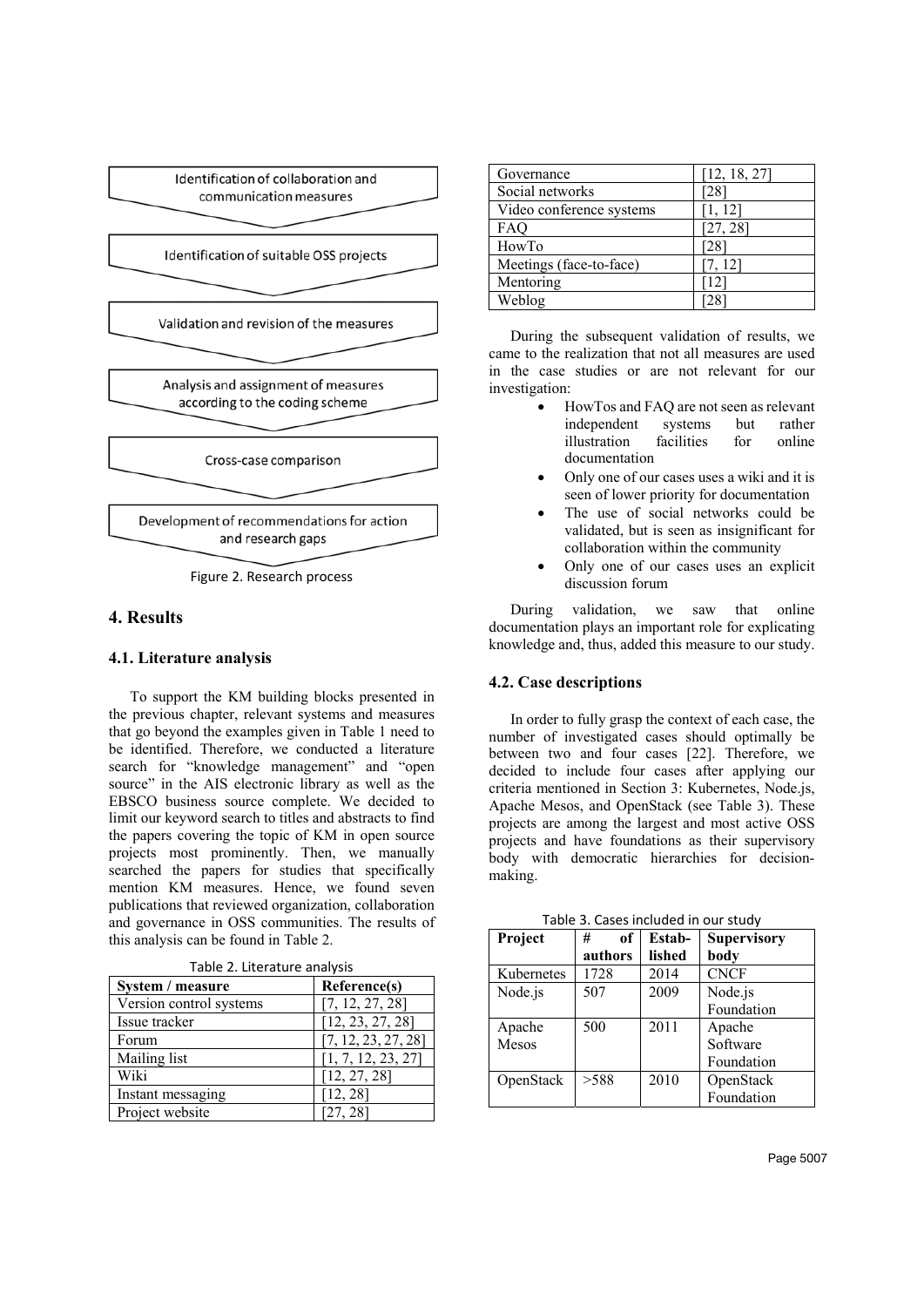Identification of collaboration and communication measures

Identification of suitable OSS projects

Validation and revision of the measures

Analysis and assignment of measures according to the coding scheme

Cross-case comparison

Development of recommendations for action and research gaps

Figure 2. Research process

## 4. Results

### 4.1. Literature analysis

To support the KM building blocks presented in the previous chapter, relevant systems and measures that go beyond the examples given in Table 1 need to be identified. Therefore, we conducted a literature search for "knowledge management" and "open source" in the AIS electronic library as well as the EBSCO business source complete. We decided to limit our keyword search to titles and abstracts to find the papers covering the topic of KM in open source projects most prominently. Then, we manually searched the papers for studies that specifically mention KM measures. Hence, we found seven publications that reviewed organization, collaboration and governance in OSS communities. The results of this analysis can be found in Table 2.

Table 2. Literature analysis

| System / measure | Reference(s) |
|---|---|
| Version control systems | [7, 12, 27, 28] |
| Issue tracker | [12, 23, 27, 28] |
| Forum | [7, 12, 23, 27, 28] |
| Mailing list | [1, 7, 12, 23, 27] |
| Wiki | [12, 27, 28] |
| Instant messaging | [12, 28] |
| Project website | [27, 28] |
| Governance | [12, 18, 27] |
| Social networks | [28] |
| Video conference systems | [1, 12] |
| FAQ | [27, 28] |
| HowTo | [28] |
| Meetings (face-to-face) | [7, 12] |
| Mentoring | [12] |
| Weblog | [28] |

During the subsequent validation of results, we came to the realization that not all measures are used in the case studies or are not relevant for our investigation:

- HowTos and FAQ are not seen as relevant independent systems but rather illustration facilities for online documentation
- Only one of our cases uses a wiki and it is seen of lower priority for documentation
- The use of social networks could be validated, but is seen as insignificant for collaboration within the community
- Only one of our cases uses an explicit discussion forum

During validation, we saw that online documentation plays an important role for explicating knowledge and, thus, added this measure to our study.

### 4.2. Case descriptions

In order to fully grasp the context of each case, the number of investigated cases should optimally be between two and four cases [22]. Therefore, we decided to include four cases after applying our criteria mentioned in Section 3: Kubernetes, Node.js, Apache Mesos, and OpenStack (see Table 3). These projects are among the largest and most active OSS projects and have foundations as their supervisory body with democratic hierarchies for decision-making.

Table 3. Cases included in our study

| Project | # of authors | Established | Supervisory body |
|---|---|---|---|
| Kubernetes | 1728 | 2014 | CNCF |
| Node.js | 507 | 2009 | Node.js Foundation |
| Apache Mesos | 500 | 2011 | Apache Software Foundation |
| OpenStack | >588 | 2010 | OpenStack Foundation |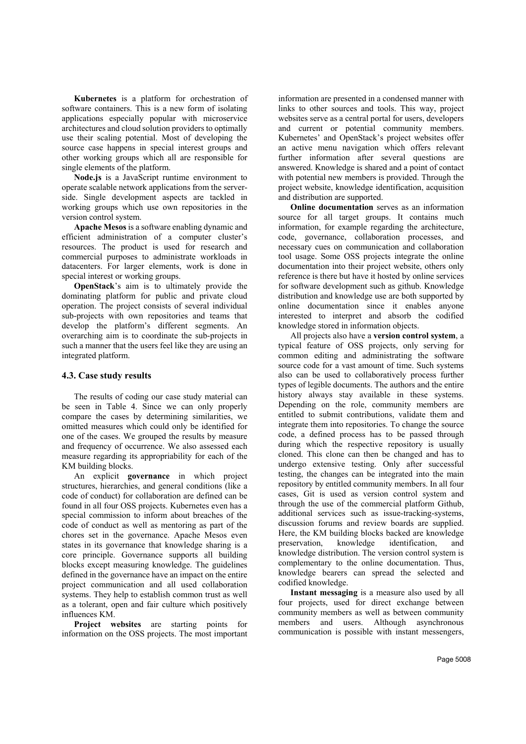**Kubernetes** is a platform for orchestration of software containers. This is a new form of isolating applications especially popular with microservice architectures and cloud solution providers to optimally use their scaling potential. Most of developing the source case happens in special interest groups and other working groups which all are responsible for single elements of the platform.

**Node.js** is a JavaScript runtime environment to operate scalable network applications from the server-side. Single development aspects are tackled in working groups which use own repositories in the version control system.

**Apache Mesos** is a software enabling dynamic and efficient administration of a computer cluster's resources. The product is used for research and commercial purposes to administrate workloads in datacenters. For larger elements, work is done in special interest or working groups.

**OpenStack**'s aim is to ultimately provide the dominating platform for public and private cloud operation. The project consists of several individual sub-projects with own repositories and teams that develop the platform's different segments. An overarching aim is to coordinate the sub-projects in such a manner that the users feel like they are using an integrated platform.

### 4.3. Case study results

The results of coding our case study material can be seen in Table 4. Since we can only properly compare the cases by determining similarities, we omitted measures which could only be identified for one of the cases. We grouped the results by measure and frequency of occurrence. We also assessed each measure regarding its appropriability for each of the KM building blocks.

An explicit **governance** in which project structures, hierarchies, and general conditions (like a code of conduct) for collaboration are defined can be found in all four OSS projects. Kubernetes even has a special commission to inform about breaches of the code of conduct as well as mentoring as part of the chores set in the governance. Apache Mesos even states in its governance that knowledge sharing is a core principle. Governance supports all building blocks except measuring knowledge. The guidelines defined in the governance have an impact on the entire project communication and all used collaboration systems. They help to establish common trust as well as a tolerant, open and fair culture which positively influences KM.

**Project websites** are starting points for information on the OSS projects. The most important information are presented in a condensed manner with links to other sources and tools. This way, project websites serve as a central portal for users, developers and current or potential community members. Kubernetes' and OpenStack's project websites offer an active menu navigation which offers relevant further information after several questions are answered. Knowledge is shared and a point of contact with potential new members is provided. Through the project website, knowledge identification, acquisition and distribution are supported.

**Online documentation** serves as an information source for all target groups. It contains much information, for example regarding the architecture, code, governance, collaboration processes, and necessary cues on communication and collaboration tool usage. Some OSS projects integrate the online documentation into their project website, others only reference is there but have it hosted by online services for software development such as github. Knowledge distribution and knowledge use are both supported by online documentation since it enables anyone interested to interpret and absorb the codified knowledge stored in information objects.

All projects also have a **version control system**, a typical feature of OSS projects, only serving for common editing and administrating the software source code for a vast amount of time. Such systems also can be used to collaboratively process further types of legible documents. The authors and the entire history always stay available in these systems. Depending on the role, community members are entitled to submit contributions, validate them and integrate them into repositories. To change the source code, a defined process has to be passed through during which the respective repository is usually cloned. This clone can then be changed and has to undergo extensive testing. Only after successful testing, the changes can be integrated into the main repository by entitled community members. In all four cases, Git is used as version control system and through the use of the commercial platform Github, additional services such as issue-tracking-systems, discussion forums and review boards are supplied. Here, the KM building blocks backed are knowledge preservation, knowledge identification, and knowledge distribution. The version control system is complementary to the online documentation. Thus, knowledge bearers can spread the selected and codified knowledge.

**Instant messaging** is a measure also used by all four projects, used for direct exchange between community members as well as between community members and users. Although asynchronous communication is possible with instant messengers,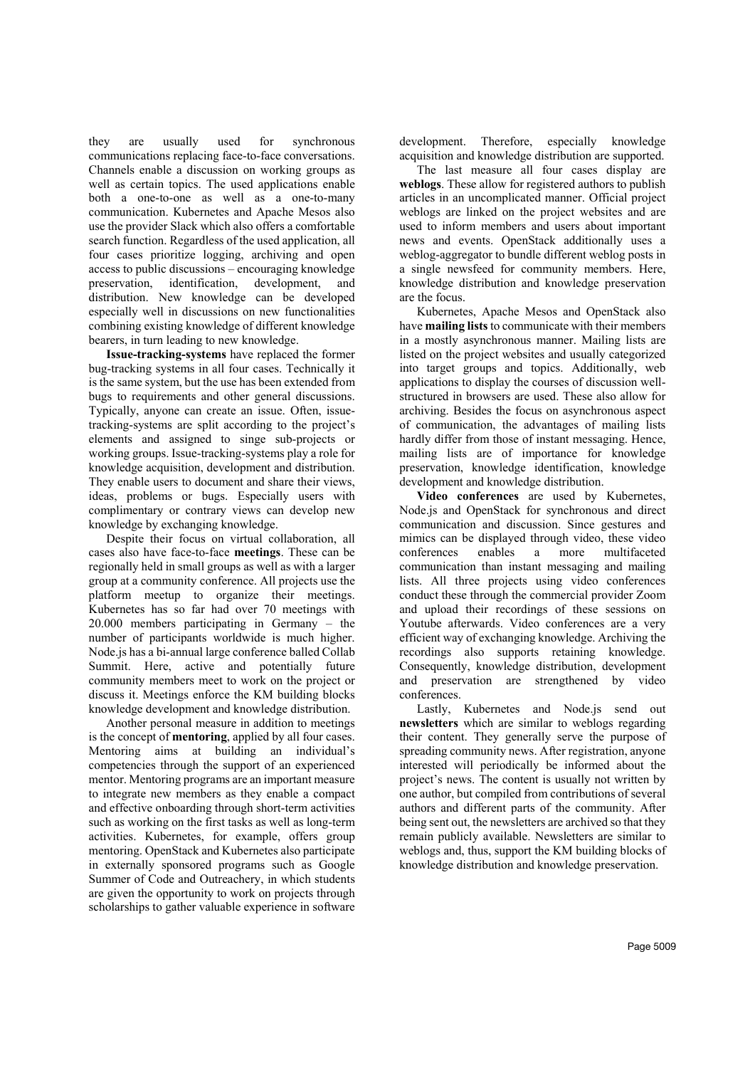they are usually used for synchronous communications replacing face-to-face conversations. Channels enable a discussion on working groups as well as certain topics. The used applications enable both a one-to-one as well as a one-to-many communication. Kubernetes and Apache Mesos also use the provider Slack which also offers a comfortable search function. Regardless of the used application, all four cases prioritize logging, archiving and open access to public discussions – encouraging knowledge preservation, identification, development, and distribution. New knowledge can be developed especially well in discussions on new functionalities combining existing knowledge of different knowledge bearers, in turn leading to new knowledge.

**Issue-tracking-systems** have replaced the former bug-tracking systems in all four cases. Technically it is the same system, but the use has been extended from bugs to requirements and other general discussions. Typically, anyone can create an issue. Often, issue-tracking-systems are split according to the project's elements and assigned to singe sub-projects or working groups. Issue-tracking-systems play a role for knowledge acquisition, development and distribution. They enable users to document and share their views, ideas, problems or bugs. Especially users with complimentary or contrary views can develop new knowledge by exchanging knowledge.

Despite their focus on virtual collaboration, all cases also have face-to-face **meetings**. These can be regionally held in small groups as well as with a larger group at a community conference. All projects use the platform meetup to organize their meetings. Kubernetes has so far had over 70 meetings with 20.000 members participating in Germany – the number of participants worldwide is much higher. Node.js has a bi-annual large conference balled Collab Summit. Here, active and potentially future community members meet to work on the project or discuss it. Meetings enforce the KM building blocks knowledge development and knowledge distribution.

Another personal measure in addition to meetings is the concept of **mentoring**, applied by all four cases. Mentoring aims at building an individual's competencies through the support of an experienced mentor. Mentoring programs are an important measure to integrate new members as they enable a compact and effective onboarding through short-term activities such as working on the first tasks as well as long-term activities. Kubernetes, for example, offers group mentoring. OpenStack and Kubernetes also participate in externally sponsored programs such as Google Summer of Code and Outreachery, in which students are given the opportunity to work on projects through scholarships to gather valuable experience in software development. Therefore, especially knowledge acquisition and knowledge distribution are supported.

The last measure all four cases display are **weblogs**. These allow for registered authors to publish articles in an uncomplicated manner. Official project weblogs are linked on the project websites and are used to inform members and users about important news and events. OpenStack additionally uses a weblog-aggregator to bundle different weblog posts in a single newsfeed for community members. Here, knowledge distribution and knowledge preservation are the focus.

Kubernetes, Apache Mesos and OpenStack also have **mailing lists** to communicate with their members in a mostly asynchronous manner. Mailing lists are listed on the project websites and usually categorized into target groups and topics. Additionally, web applications to display the courses of discussion well-structured in browsers are used. These also allow for archiving. Besides the focus on asynchronous aspect of communication, the advantages of mailing lists hardly differ from those of instant messaging. Hence, mailing lists are of importance for knowledge preservation, knowledge identification, knowledge development and knowledge distribution.

**Video conferences** are used by Kubernetes, Node.js and OpenStack for synchronous and direct communication and discussion. Since gestures and mimics can be displayed through video, these video conferences enables a more multifaceted communication than instant messaging and mailing lists. All three projects using video conferences conduct these through the commercial provider Zoom and upload their recordings of these sessions on Youtube afterwards. Video conferences are a very efficient way of exchanging knowledge. Archiving the recordings also supports retaining knowledge. Consequently, knowledge distribution, development and preservation are strengthened by video conferences.

Lastly, Kubernetes and Node.js send out **newsletters** which are similar to weblogs regarding their content. They generally serve the purpose of spreading community news. After registration, anyone interested will periodically be informed about the project's news. The content is usually not written by one author, but compiled from contributions of several authors and different parts of the community. After being sent out, the newsletters are archived so that they remain publicly available. Newsletters are similar to weblogs and, thus, support the KM building blocks of knowledge distribution and knowledge preservation.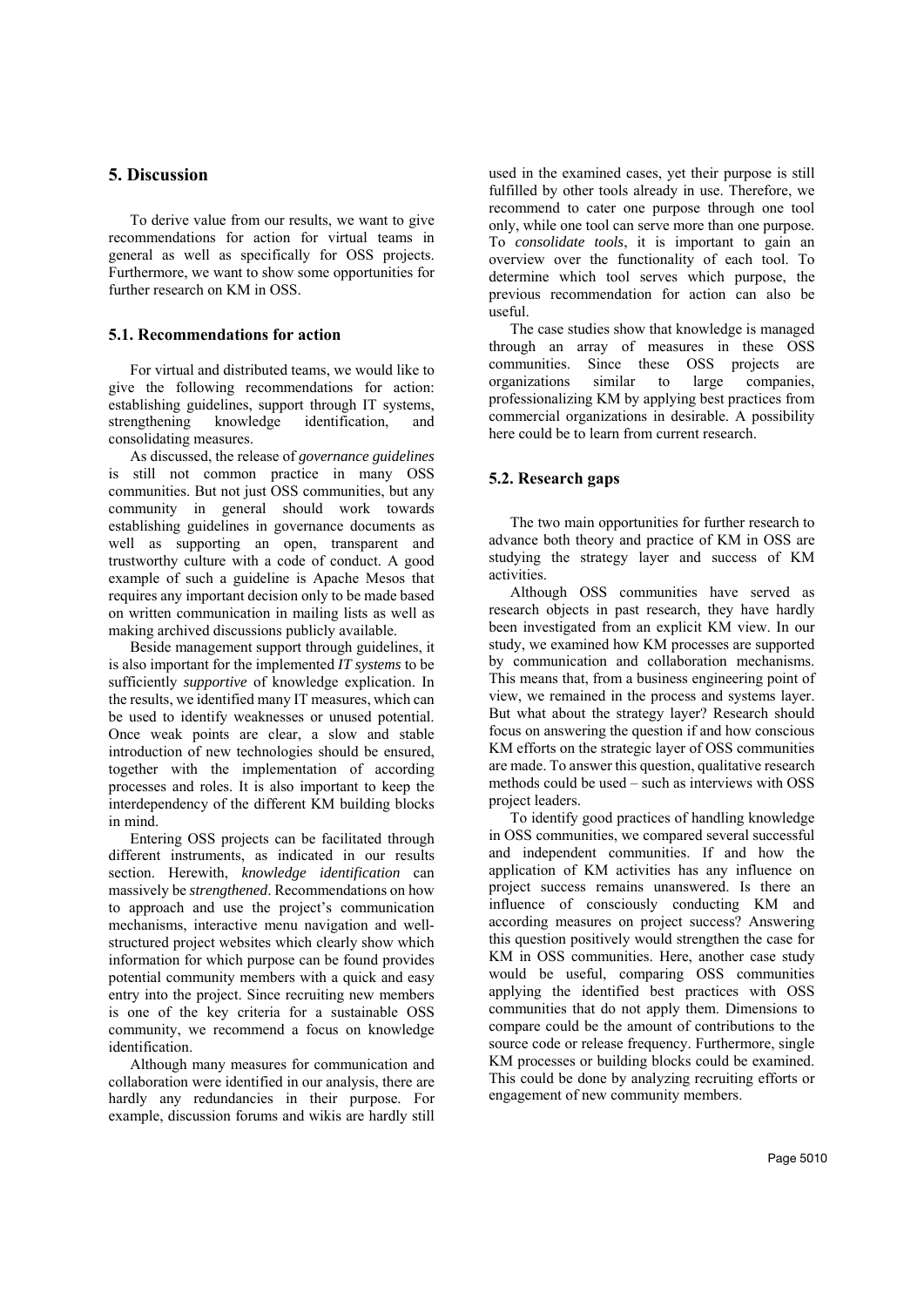## 5. Discussion

To derive value from our results, we want to give recommendations for action for virtual teams in general as well as specifically for OSS projects. Furthermore, we want to show some opportunities for further research on KM in OSS.

### 5.1. Recommendations for action

For virtual and distributed teams, we would like to give the following recommendations for action: establishing guidelines, support through IT systems, strengthening knowledge identification, and consolidating measures.

As discussed, the release of *governance guidelines* is still not common practice in many OSS communities. But not just OSS communities, but any community in general should work towards establishing guidelines in governance documents as well as supporting an open, transparent and trustworthy culture with a code of conduct. A good example of such a guideline is Apache Mesos that requires any important decision only to be made based on written communication in mailing lists as well as making archived discussions publicly available.

Beside management support through guidelines, it is also important for the implemented *IT systems* to be sufficiently *supportive* of knowledge explication. In the results, we identified many IT measures, which can be used to identify weaknesses or unused potential. Once weak points are clear, a slow and stable introduction of new technologies should be ensured, together with the implementation of according processes and roles. It is also important to keep the interdependency of the different KM building blocks in mind.

Entering OSS projects can be facilitated through different instruments, as indicated in our results section. Herewith, *knowledge identification* can massively be *strengthened*. Recommendations on how to approach and use the project's communication mechanisms, interactive menu navigation and well-structured project websites which clearly show which information for which purpose can be found provides potential community members with a quick and easy entry into the project. Since recruiting new members is one of the key criteria for a sustainable OSS community, we recommend a focus on knowledge identification.

Although many measures for communication and collaboration were identified in our analysis, there are hardly any redundancies in their purpose. For example, discussion forums and wikis are hardly still used in the examined cases, yet their purpose is still fulfilled by other tools already in use. Therefore, we recommend to cater one purpose through one tool only, while one tool can serve more than one purpose. To *consolidate tools*, it is important to gain an overview over the functionality of each tool. To determine which tool serves which purpose, the previous recommendation for action can also be useful.

The case studies show that knowledge is managed through an array of measures in these OSS communities. Since these OSS projects are organizations similar to large companies, professionalizing KM by applying best practices from commercial organizations in desirable. A possibility here could be to learn from current research.

### 5.2. Research gaps

The two main opportunities for further research to advance both theory and practice of KM in OSS are studying the strategy layer and success of KM activities.

Although OSS communities have served as research objects in past research, they have hardly been investigated from an explicit KM view. In our study, we examined how KM processes are supported by communication and collaboration mechanisms. This means that, from a business engineering point of view, we remained in the process and systems layer. But what about the strategy layer? Research should focus on answering the question if and how conscious KM efforts on the strategic layer of OSS communities are made. To answer this question, qualitative research methods could be used – such as interviews with OSS project leaders.

To identify good practices of handling knowledge in OSS communities, we compared several successful and independent communities. If and how the application of KM activities has any influence on project success remains unanswered. Is there an influence of consciously conducting KM and according measures on project success? Answering this question positively would strengthen the case for KM in OSS communities. Here, another case study would be useful, comparing OSS communities applying the identified best practices with OSS communities that do not apply them. Dimensions to compare could be the amount of contributions to the source code or release frequency. Furthermore, single KM processes or building blocks could be examined. This could be done by analyzing recruiting efforts or engagement of new community members.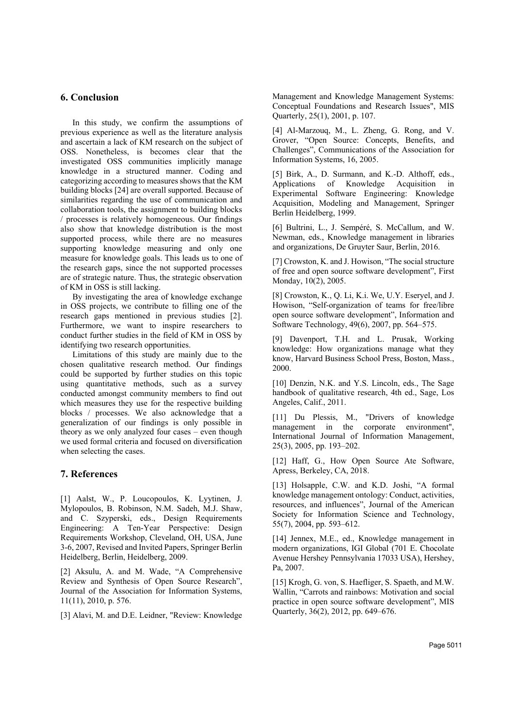## 6. Conclusion

In this study, we confirm the assumptions of previous experience as well as the literature analysis and ascertain a lack of KM research on the subject of OSS. Nonetheless, is becomes clear that the investigated OSS communities implicitly manage knowledge in a structured manner. Coding and categorizing according to measures shows that the KM building blocks [24] are overall supported. Because of similarities regarding the use of communication and collaboration tools, the assignment to building blocks / processes is relatively homogeneous. Our findings also show that knowledge distribution is the most supported process, while there are no measures supporting knowledge measuring and only one measure for knowledge goals. This leads us to one of the research gaps, since the not supported processes are of strategic nature. Thus, the strategic observation of KM in OSS is still lacking.

By investigating the area of knowledge exchange in OSS projects, we contribute to filling one of the research gaps mentioned in previous studies [2]. Furthermore, we want to inspire researchers to conduct further studies in the field of KM in OSS by identifying two research opportunities.

Limitations of this study are mainly due to the chosen qualitative research method. Our findings could be supported by further studies on this topic using quantitative methods, such as a survey conducted amongst community members to find out which measures they use for the respective building blocks / processes. We also acknowledge that a generalization of our findings is only possible in theory as we only analyzed four cases – even though we used formal criteria and focused on diversification when selecting the cases.

## 7. References

[1] Aalst, W., P. Loucopoulos, K. Lyytinen, J. Mylopoulos, B. Robinson, N.M. Sadeh, M.J. Shaw, and C. Szyperski, eds., Design Requirements Engineering: A Ten-Year Perspective: Design Requirements Workshop, Cleveland, OH, USA, June 3-6, 2007, Revised and Invited Papers, Springer Berlin Heidelberg, Berlin, Heidelberg, 2009.

[2] Aksulu, A. and M. Wade, “A Comprehensive Review and Synthesis of Open Source Research”, Journal of the Association for Information Systems, 11(11), 2010, p. 576.

[3] Alavi, M. and D.E. Leidner, "Review: Knowledge Management and Knowledge Management Systems: Conceptual Foundations and Research Issues", MIS Quarterly, 25(1), 2001, p. 107.

[4] Al-Marzouq, M., L. Zheng, G. Rong, and V. Grover, “Open Source: Concepts, Benefits, and Challenges”, Communications of the Association for Information Systems, 16, 2005.

[5] Birk, A., D. Surmann, and K.-D. Althoff, eds., Applications of Knowledge Acquisition in Experimental Software Engineering: Knowledge Acquisition, Modeling and Management, Springer Berlin Heidelberg, 1999.

[6] Bultrini, L., J. Sempéré, S. McCallum, and W. Newman, eds., Knowledge management in libraries and organizations, De Gruyter Saur, Berlin, 2016.

[7] Crowston, K. and J. Howison, “The social structure of free and open source software development”, First Monday, 10(2), 2005.

[8] Crowston, K., Q. Li, K.i. We, U.Y. Eseryel, and J. Howison, “Self-organization of teams for free/libre open source software development”, Information and Software Technology, 49(6), 2007, pp. 564–575.

[9] Davenport, T.H. and L. Prusak, Working knowledge: How organizations manage what they know, Harvard Business School Press, Boston, Mass., 2000.

[10] Denzin, N.K. and Y.S. Lincoln, eds., The Sage handbook of qualitative research, 4th ed., Sage, Los Angeles, Calif., 2011.

[11] Du Plessis, M., "Drivers of knowledge management in the corporate environment", International Journal of Information Management, 25(3), 2005, pp. 193–202.

[12] Haff, G., How Open Source Ate Software, Apress, Berkeley, CA, 2018.

[13] Holsapple, C.W. and K.D. Joshi, “A formal knowledge management ontology: Conduct, activities, resources, and influences”, Journal of the American Society for Information Science and Technology, 55(7), 2004, pp. 593–612.

[14] Jennex, M.E., ed., Knowledge management in modern organizations, IGI Global (701 E. Chocolate Avenue Hershey Pennsylvania 17033 USA), Hershey, Pa, 2007.

[15] Krogh, G. von, S. Haefliger, S. Spaeth, and M.W. Wallin, “Carrots and rainbows: Motivation and social practice in open source software development”, MIS Quarterly, 36(2), 2012, pp. 649–676.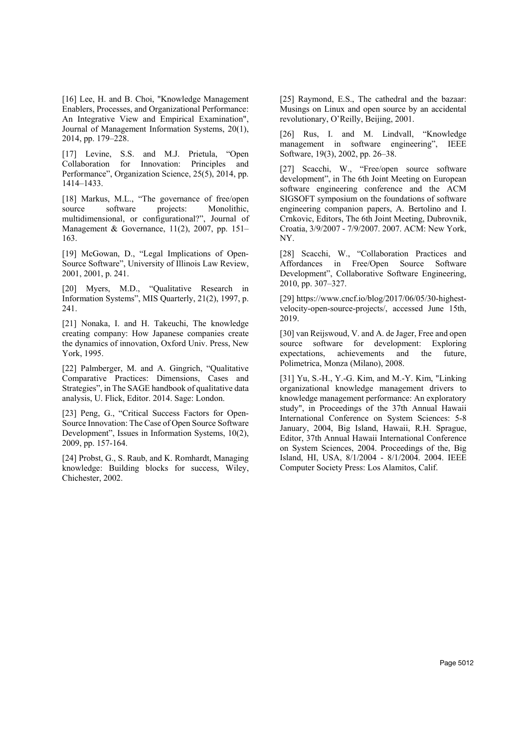[16] Lee, H. and B. Choi, "Knowledge Management Enablers, Processes, and Organizational Performance: An Integrative View and Empirical Examination", Journal of Management Information Systems, 20(1), 2014, pp. 179–228.

[17] Levine, S.S. and M.J. Prietula, "Open Collaboration for Innovation: Principles and Performance", Organization Science, 25(5), 2014, pp. 1414–1433.

[18] Markus, M.L., "The governance of free/open source software projects: Monolithic, multidimensional, or configurational?", Journal of Management & Governance, 11(2), 2007, pp. 151–163.

[19] McGowan, D., "Legal Implications of Open-Source Software", University of Illinois Law Review, 2001, 2001, p. 241.

[20] Myers, M.D., "Qualitative Research in Information Systems", MIS Quarterly, 21(2), 1997, p. 241.

[21] Nonaka, I. and H. Takeuchi, The knowledge creating company: How Japanese companies create the dynamics of innovation, Oxford Univ. Press, New York, 1995.

[22] Palmberger, M. and A. Gingrich, "Qualitative Comparative Practices: Dimensions, Cases and Strategies", in The SAGE handbook of qualitative data analysis, U. Flick, Editor. 2014. Sage: London.

[23] Peng, G., "Critical Success Factors for Open-Source Innovation: The Case of Open Source Software Development", Issues in Information Systems, 10(2), 2009, pp. 157-164.

[24] Probst, G., S. Raub, and K. Romhardt, Managing knowledge: Building blocks for success, Wiley, Chichester, 2002.

[25] Raymond, E.S., The cathedral and the bazaar: Musings on Linux and open source by an accidental revolutionary, O'Reilly, Beijing, 2001.

[26] Rus, I. and M. Lindvall, "Knowledge management in software engineering", IEEE Software, 19(3), 2002, pp. 26–38.

[27] Scacchi, W., "Free/open source software development", in The 6th Joint Meeting on European software engineering conference and the ACM SIGSOFT symposium on the foundations of software engineering companion papers, A. Bertolino and I. Crnkovic, Editors, The 6th Joint Meeting, Dubrovnik, Croatia, 3/9/2007 - 7/9/2007. 2007. ACM: New York, NY.

[28] Scacchi, W., "Collaboration Practices and Affordances in Free/Open Source Software Development", Collaborative Software Engineering, 2010, pp. 307–327.

[29] https://www.cncf.io/blog/2017/06/05/30-highest-velocity-open-source-projects/, accessed June 15th, 2019.

[30] van Reijswoud, V. and A. de Jager, Free and open source software for development: Exploring expectations, achievements and the future, Polimetrica, Monza (Milano), 2008.

[31] Yu, S.-H., Y.-G. Kim, and M.-Y. Kim, "Linking organizational knowledge management drivers to knowledge management performance: An exploratory study", in Proceedings of the 37th Annual Hawaii International Conference on System Sciences: 5-8 January, 2004, Big Island, Hawaii, R.H. Sprague, Editor, 37th Annual Hawaii International Conference on System Sciences, 2004. Proceedings of the, Big Island, HI, USA, 8/1/2004 - 8/1/2004. 2004. IEEE Computer Society Press: Los Alamitos, Calif.